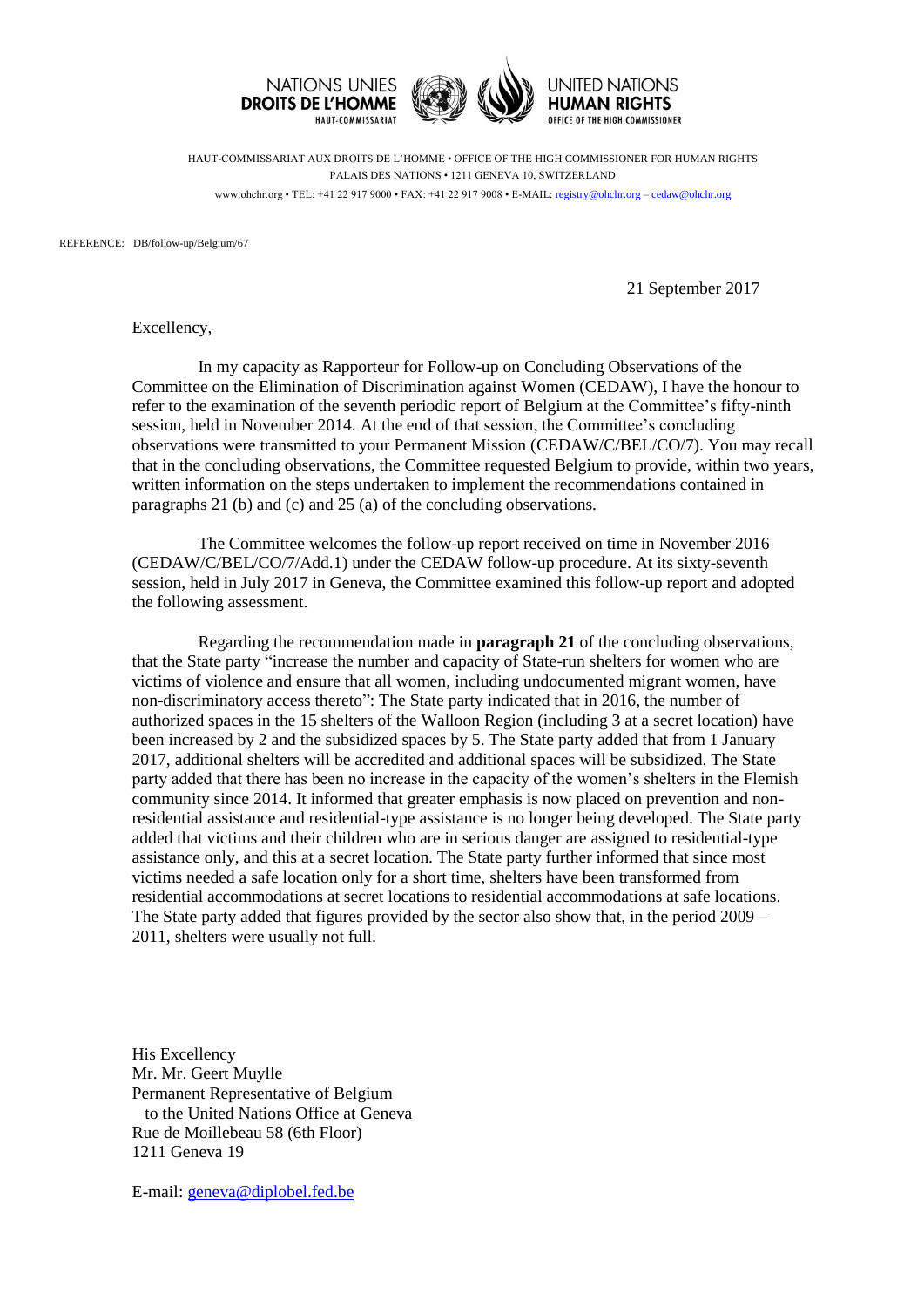NATIONS UNIES
**DROITS DE L'HOMME**
HAUT-COMMISSARIAT

UNITED NATIONS
**HUMAN RIGHTS**
OFFICE OF THE HIGH COMMISSIONER

HAUT-COMMISSARIAT AUX DROITS DE L'HOMME • OFFICE OF THE HIGH COMMISSIONER FOR HUMAN RIGHTS
PALAIS DES NATIONS • 1211 GENEVA 10, SWITZERLAND
www.ohchr.org • TEL: +41 22 917 9000 • FAX: +41 22 917 9008 • E-MAIL: registry@ohchr.org – cedaw@ohchr.org

REFERENCE: DB/follow-up/Belgium/67

21 September 2017

Excellency,

In my capacity as Rapporteur for Follow-up on Concluding Observations of the Committee on the Elimination of Discrimination against Women (CEDAW), I have the honour to refer to the examination of the seventh periodic report of Belgium at the Committee's fifty-ninth session, held in November 2014. At the end of that session, the Committee's concluding observations were transmitted to your Permanent Mission (CEDAW/C/BEL/CO/7). You may recall that in the concluding observations, the Committee requested Belgium to provide, within two years, written information on the steps undertaken to implement the recommendations contained in paragraphs 21 (b) and (c) and 25 (a) of the concluding observations.

The Committee welcomes the follow-up report received on time in November 2016 (CEDAW/C/BEL/CO/7/Add.1) under the CEDAW follow-up procedure. At its sixty-seventh session, held in July 2017 in Geneva, the Committee examined this follow-up report and adopted the following assessment.

Regarding the recommendation made in **paragraph 21** of the concluding observations, that the State party "increase the number and capacity of State-run shelters for women who are victims of violence and ensure that all women, including undocumented migrant women, have non-discriminatory access thereto": The State party indicated that in 2016, the number of authorized spaces in the 15 shelters of the Walloon Region (including 3 at a secret location) have been increased by 2 and the subsidized spaces by 5. The State party added that from 1 January 2017, additional shelters will be accredited and additional spaces will be subsidized. The State party added that there has been no increase in the capacity of the women's shelters in the Flemish community since 2014. It informed that greater emphasis is now placed on prevention and non-residential assistance and residential-type assistance is no longer being developed. The State party added that victims and their children who are in serious danger are assigned to residential-type assistance only, and this at a secret location. The State party further informed that since most victims needed a safe location only for a short time, shelters have been transformed from residential accommodations at secret locations to residential accommodations at safe locations. The State party added that figures provided by the sector also show that, in the period 2009 – 2011, shelters were usually not full.

His Excellency
Mr. Mr. Geert Muylle
Permanent Representative of Belgium
to the United Nations Office at Geneva
Rue de Moillebeau 58 (6th Floor)
1211 Geneva 19

E-mail: geneva@diplobel.fed.be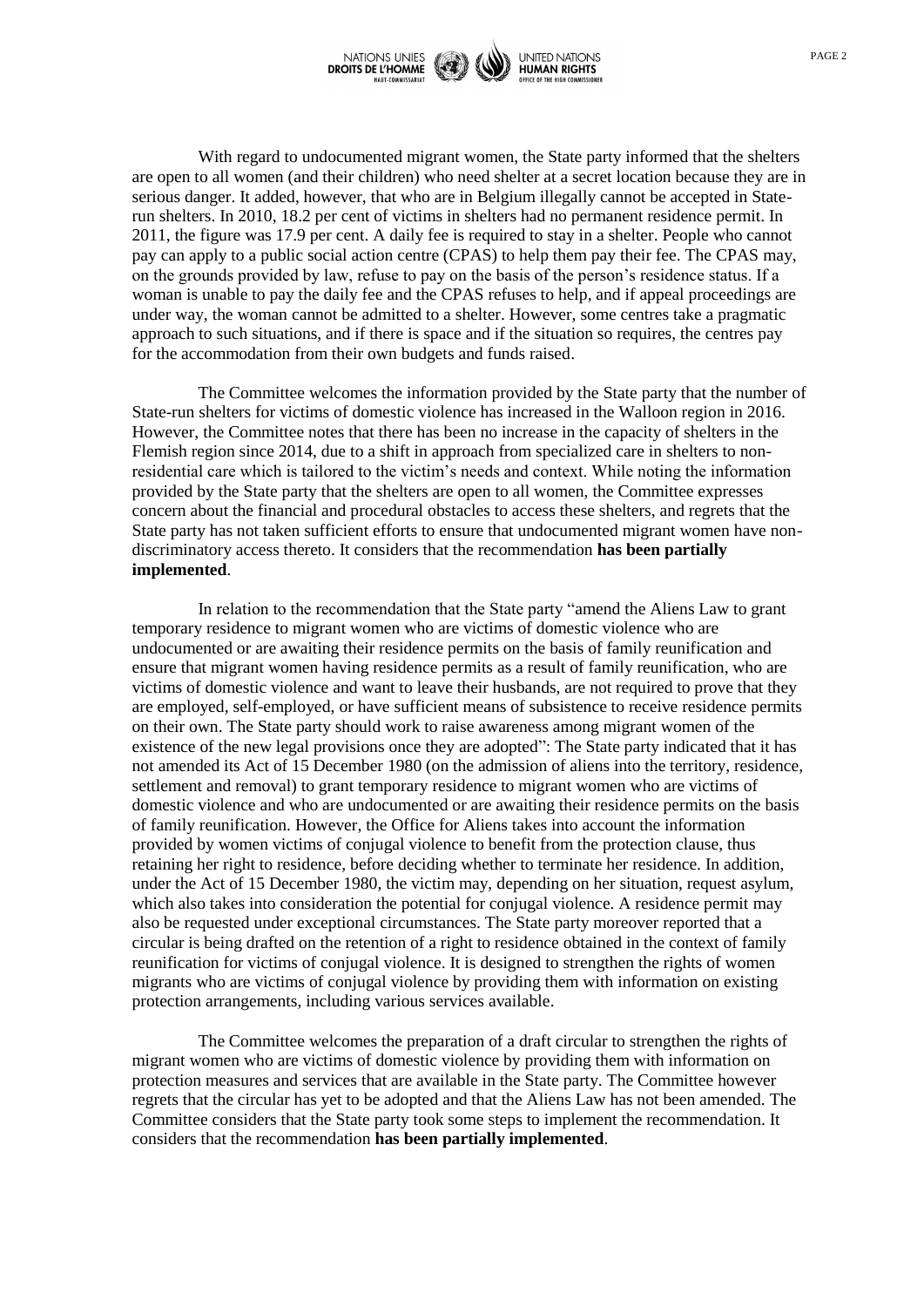With regard to undocumented migrant women, the State party informed that the shelters are open to all women (and their children) who need shelter at a secret location because they are in serious danger. It added, however, that who are in Belgium illegally cannot be accepted in State-run shelters. In 2010, 18.2 per cent of victims in shelters had no permanent residence permit. In 2011, the figure was 17.9 per cent. A daily fee is required to stay in a shelter. People who cannot pay can apply to a public social action centre (CPAS) to help them pay their fee. The CPAS may, on the grounds provided by law, refuse to pay on the basis of the person's residence status. If a woman is unable to pay the daily fee and the CPAS refuses to help, and if appeal proceedings are under way, the woman cannot be admitted to a shelter. However, some centres take a pragmatic approach to such situations, and if there is space and if the situation so requires, the centres pay for the accommodation from their own budgets and funds raised.

The Committee welcomes the information provided by the State party that the number of State-run shelters for victims of domestic violence has increased in the Walloon region in 2016. However, the Committee notes that there has been no increase in the capacity of shelters in the Flemish region since 2014, due to a shift in approach from specialized care in shelters to non-residential care which is tailored to the victim's needs and context. While noting the information provided by the State party that the shelters are open to all women, the Committee expresses concern about the financial and procedural obstacles to access these shelters, and regrets that the State party has not taken sufficient efforts to ensure that undocumented migrant women have non-discriminatory access thereto. It considers that the recommendation **has been partially implemented**.

In relation to the recommendation that the State party "amend the Aliens Law to grant temporary residence to migrant women who are victims of domestic violence who are undocumented or are awaiting their residence permits on the basis of family reunification and ensure that migrant women having residence permits as a result of family reunification, who are victims of domestic violence and want to leave their husbands, are not required to prove that they are employed, self-employed, or have sufficient means of subsistence to receive residence permits on their own. The State party should work to raise awareness among migrant women of the existence of the new legal provisions once they are adopted": The State party indicated that it has not amended its Act of 15 December 1980 (on the admission of aliens into the territory, residence, settlement and removal) to grant temporary residence to migrant women who are victims of domestic violence and who are undocumented or are awaiting their residence permits on the basis of family reunification. However, the Office for Aliens takes into account the information provided by women victims of conjugal violence to benefit from the protection clause, thus retaining her right to residence, before deciding whether to terminate her residence. In addition, under the Act of 15 December 1980, the victim may, depending on her situation, request asylum, which also takes into consideration the potential for conjugal violence. A residence permit may also be requested under exceptional circumstances. The State party moreover reported that a circular is being drafted on the retention of a right to residence obtained in the context of family reunification for victims of conjugal violence. It is designed to strengthen the rights of women migrants who are victims of conjugal violence by providing them with information on existing protection arrangements, including various services available.

The Committee welcomes the preparation of a draft circular to strengthen the rights of migrant women who are victims of domestic violence by providing them with information on protection measures and services that are available in the State party. The Committee however regrets that the circular has yet to be adopted and that the Aliens Law has not been amended. The Committee considers that the State party took some steps to implement the recommendation. It considers that the recommendation **has been partially implemented**.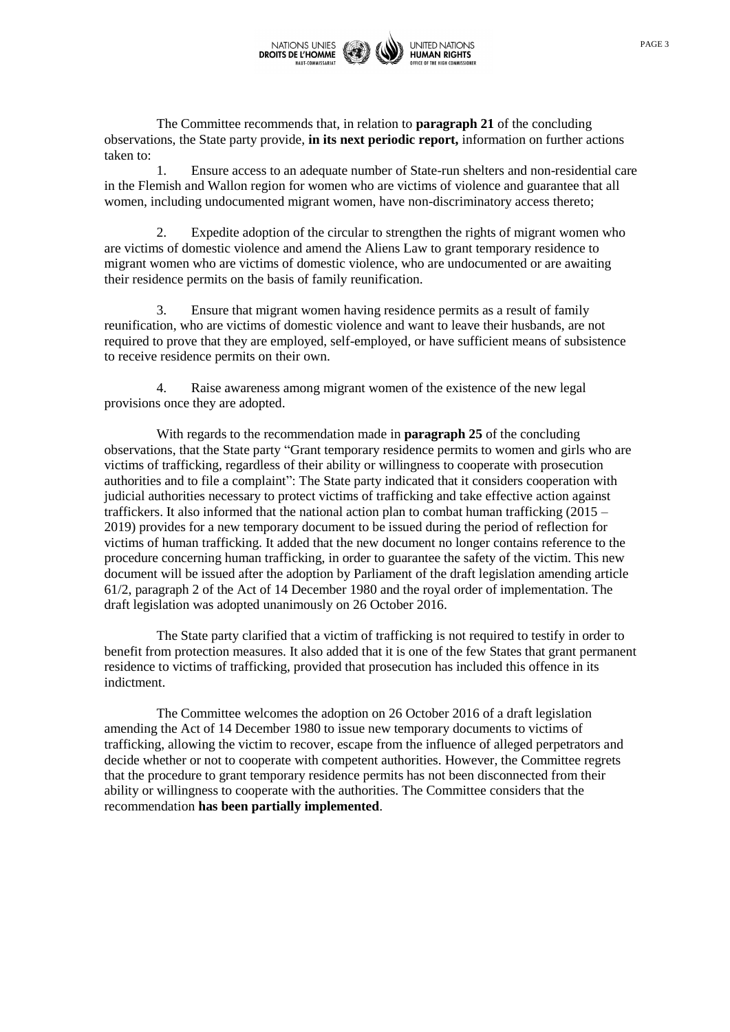The Committee recommends that, in relation to **paragraph 21** of the concluding observations, the State party provide, **in its next periodic report,** information on further actions taken to:

1. Ensure access to an adequate number of State-run shelters and non-residential care in the Flemish and Wallon region for women who are victims of violence and guarantee that all women, including undocumented migrant women, have non-discriminatory access thereto;

2. Expedite adoption of the circular to strengthen the rights of migrant women who are victims of domestic violence and amend the Aliens Law to grant temporary residence to migrant women who are victims of domestic violence, who are undocumented or are awaiting their residence permits on the basis of family reunification.

3. Ensure that migrant women having residence permits as a result of family reunification, who are victims of domestic violence and want to leave their husbands, are not required to prove that they are employed, self-employed, or have sufficient means of subsistence to receive residence permits on their own.

4. Raise awareness among migrant women of the existence of the new legal provisions once they are adopted.

With regards to the recommendation made in **paragraph 25** of the concluding observations, that the State party "Grant temporary residence permits to women and girls who are victims of trafficking, regardless of their ability or willingness to cooperate with prosecution authorities and to file a complaint": The State party indicated that it considers cooperation with judicial authorities necessary to protect victims of trafficking and take effective action against traffickers. It also informed that the national action plan to combat human trafficking (2015 – 2019) provides for a new temporary document to be issued during the period of reflection for victims of human trafficking. It added that the new document no longer contains reference to the procedure concerning human trafficking, in order to guarantee the safety of the victim. This new document will be issued after the adoption by Parliament of the draft legislation amending article 61/2, paragraph 2 of the Act of 14 December 1980 and the royal order of implementation. The draft legislation was adopted unanimously on 26 October 2016.

The State party clarified that a victim of trafficking is not required to testify in order to benefit from protection measures. It also added that it is one of the few States that grant permanent residence to victims of trafficking, provided that prosecution has included this offence in its indictment.

The Committee welcomes the adoption on 26 October 2016 of a draft legislation amending the Act of 14 December 1980 to issue new temporary documents to victims of trafficking, allowing the victim to recover, escape from the influence of alleged perpetrators and decide whether or not to cooperate with competent authorities. However, the Committee regrets that the procedure to grant temporary residence permits has not been disconnected from their ability or willingness to cooperate with the authorities. The Committee considers that the recommendation **has been partially implemented**.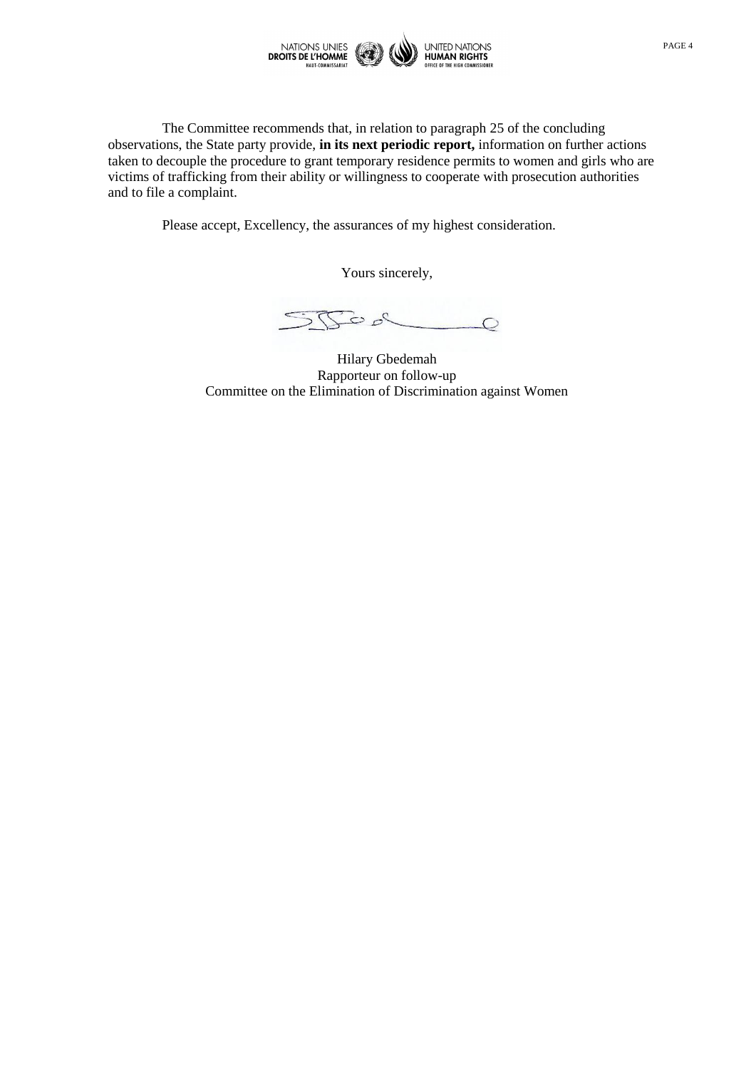The Committee recommends that, in relation to paragraph 25 of the concluding observations, the State party provide, **in its next periodic report,** information on further actions taken to decouple the procedure to grant temporary residence permits to women and girls who are victims of trafficking from their ability or willingness to cooperate with prosecution authorities and to file a complaint.

Please accept, Excellency, the assurances of my highest consideration.

Yours sincerely,

Hilary Gbedemah
Rapporteur on follow-up
Committee on the Elimination of Discrimination against Women